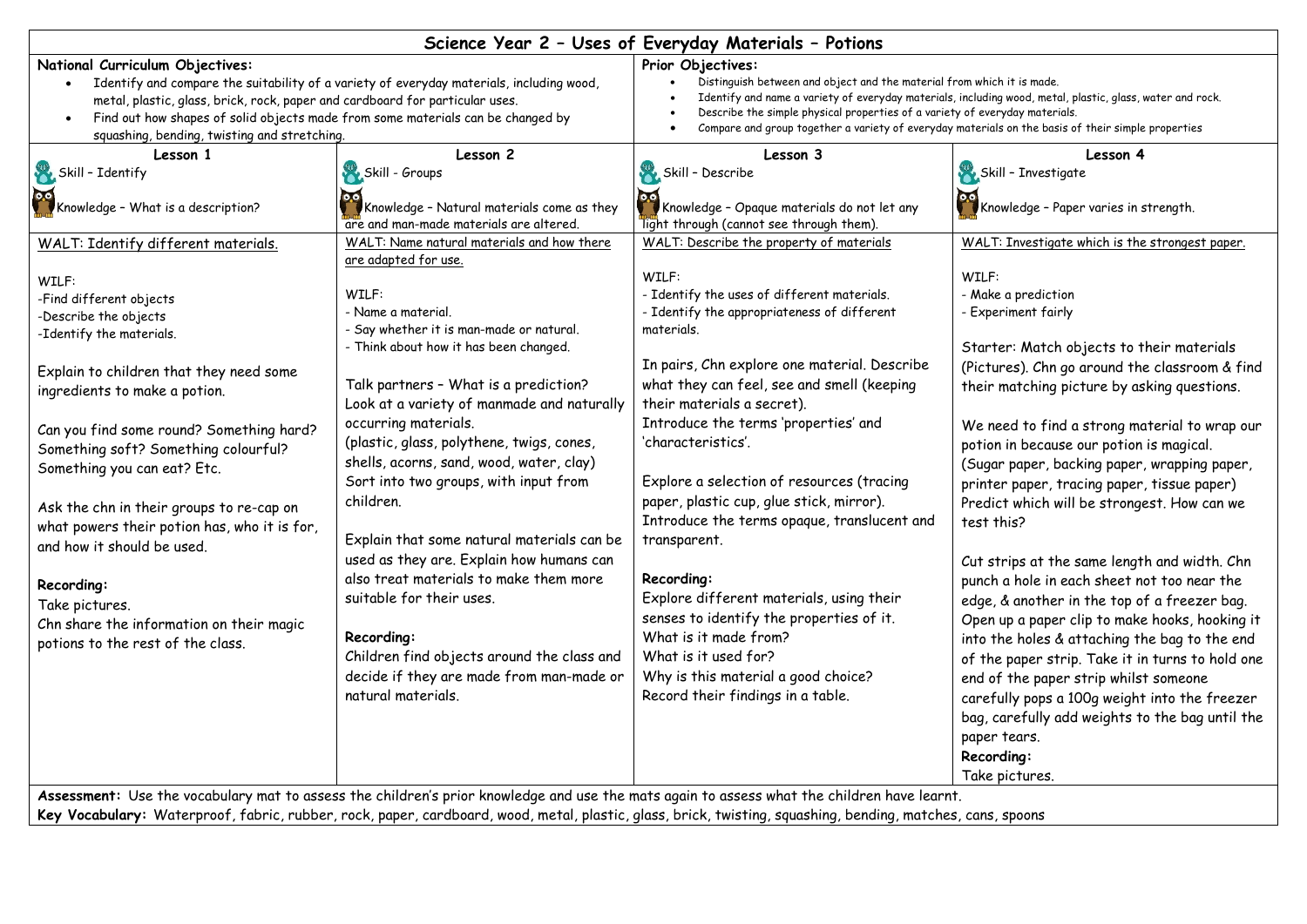# Science Year 2 – Uses of Everyday Materials – Potions

**National Curriculum Objectives:**

- Identify and compare the suitability of a variety of everyday materials, including wood, metal, plastic, glass, brick, rock, paper and cardboard for particular uses.
- Find out how shapes of solid objects made from some materials can be changed by squashing, bending, twisting and stretching.

**Prior Objectives:**

- Distinguish between and object and the material from which it is made.
- Identify and name a variety of everyday materials, including wood, metal, plastic, glass, water and rock.
- Describe the simple physical properties of a variety of everyday materials.
- Compare and group together a variety of everyday materials on the basis of their simple properties

| Lesson 1 | Lesson 2 | Lesson 3 | Lesson 4 |
|---|---|---|---|
| Skill – Identify<br><br>Knowledge – What is a description? | Skill - Groups<br><br>Knowledge – Natural materials come as they are and man-made materials are altered. | Skill – Describe<br><br>Knowledge – Opaque materials do not let any light through (cannot see through them). | Skill – Investigate<br><br>Knowledge – Paper varies in strength. |
| WALT: Identify different materials.<br><br>WILF:<br>-Find different objects<br>-Describe the objects<br>-Identify the materials.<br><br>Explain to children that they need some ingredients to make a potion.<br><br>Can you find some round? Something hard? Something soft? Something colourful? Something you can eat? Etc.<br><br>Ask the chn in their groups to re-cap on what powers their potion has, who it is for, and how it should be used.<br><br>**Recording:**<br>Take pictures.<br>Chn share the information on their magic potions to the rest of the class. | WALT: Name natural materials and how there are adapted for use.<br><br>WILF:<br>- Name a material.<br>- Say whether it is man-made or natural.<br>- Think about how it has been changed.<br><br>Talk partners – What is a prediction?<br>Look at a variety of manmade and naturally occurring materials.<br>(plastic, glass, polythene, twigs, cones, shells, acorns, sand, wood, water, clay)<br>Sort into two groups, with input from children.<br><br>Explain that some natural materials can be used as they are. Explain how humans can also treat materials to make them more suitable for their uses.<br><br>**Recording:**<br>Children find objects around the class and decide if they are made from man-made or natural materials. | WALT: Describe the property of materials<br><br>WILF:<br>- Identify the uses of different materials.<br>- Identify the appropriateness of different materials.<br><br>In pairs, Chn explore one material. Describe what they can feel, see and smell (keeping their materials a secret).<br>Introduce the terms 'properties' and 'characteristics'.<br><br>Explore a selection of resources (tracing paper, plastic cup, glue stick, mirror).<br>Introduce the terms opaque, translucent and transparent.<br><br>**Recording:**<br>Explore different materials, using their senses to identify the properties of it.<br>What is it made from?<br>What is it used for?<br>Why is this material a good choice?<br>Record their findings in a table. | WALT: Investigate which is the strongest paper.<br><br>WILF:<br>- Make a prediction<br>- Experiment fairly<br><br>Starter: Match objects to their materials (Pictures). Chn go around the classroom & find their matching picture by asking questions.<br><br>We need to find a strong material to wrap our potion in because our potion is magical.<br>(Sugar paper, backing paper, wrapping paper, printer paper, tracing paper, tissue paper)<br>Predict which will be strongest. How can we test this?<br><br>Cut strips at the same length and width. Chn punch a hole in each sheet not too near the edge, & another in the top of a freezer bag. Open up a paper clip to make hooks, hooking it into the holes & attaching the bag to the end of the paper strip. Take it in turns to hold one end of the paper strip whilst someone carefully pops a 100g weight into the freezer bag, carefully add weights to the bag until the paper tears.<br>**Recording:**<br>Take pictures. |

**Assessment:** Use the vocabulary mat to assess the children's prior knowledge and use the mats again to assess what the children have learnt.

**Key Vocabulary:** Waterproof, fabric, rubber, rock, paper, cardboard, wood, metal, plastic, glass, brick, twisting, squashing, bending, matches, cans, spoons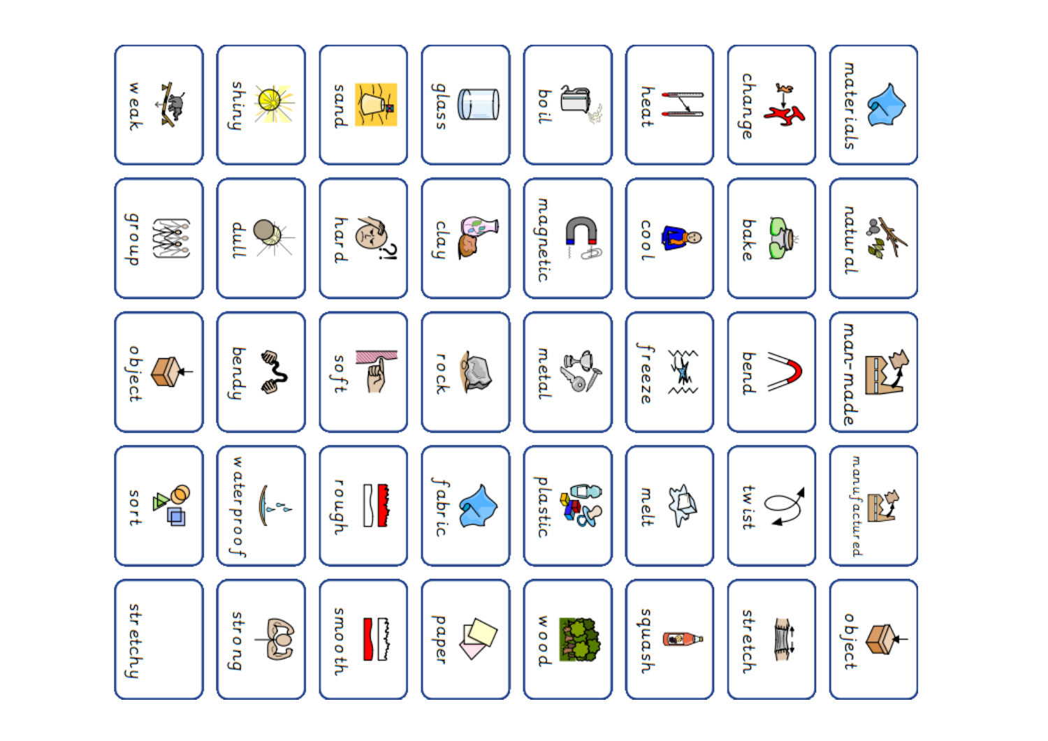| | | | | |
|---|---|---|---|---|
| materials | natural | man-made | manufactured | object |
| change | bake | bend | twist | stretch |
| heat | cool | freeze | melt | squash |
| boil | magnetic | metal | plastic | wood |
| glass | clay | rock | fabric | paper |
| sand | hard | soft | rough | smooth |
| shiny | dull | bendy | waterproof | strong |
| weak | group | object | sort | stretchy |